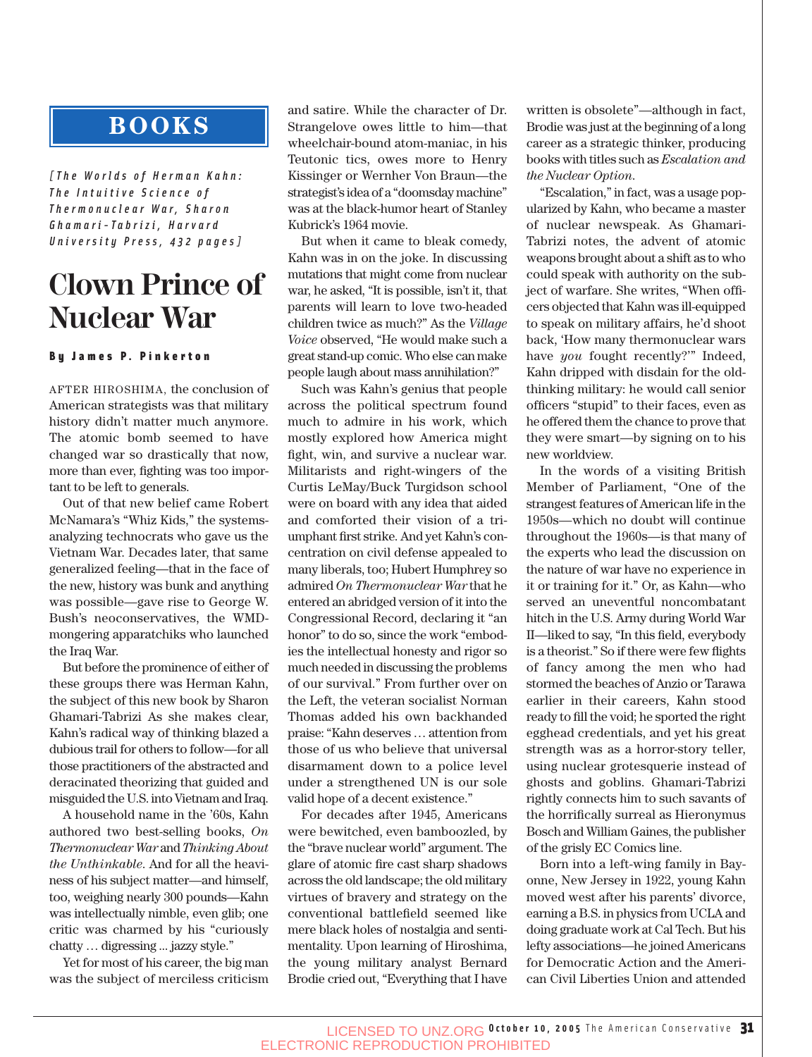## BOOKS

*[The Worlds of Herman Kahn: The Intuitive Science of Thermonuclear War, Sharon Ghamari-Tabrizi, Harvard University Press, 432 pages]*

# Clown Prince of Nuclear War

**By James P. Pinkerton**

AFTER HIROSHIMA, the conclusion of American strategists was that military history didn't matter much anymore. The atomic bomb seemed to have changed war so drastically that now, more than ever, fighting was too important to be left to generals.

Out of that new belief came Robert McNamara's "Whiz Kids," the systems-analyzing technocrats who gave us the Vietnam War. Decades later, that same generalized feeling—that in the face of the new, history was bunk and anything was possible—gave rise to George W. Bush's neoconservatives, the WMD-mongering apparatchiks who launched the Iraq War.

But before the prominence of either of these groups there was Herman Kahn, the subject of this new book by Sharon Ghamari-Tabrizi As she makes clear, Kahn's radical way of thinking blazed a dubious trail for others to follow—for all those practitioners of the abstracted and deracinated theorizing that guided and misguided the U.S. into Vietnam and Iraq.

A household name in the '60s, Kahn authored two best-selling books, *On Thermonuclear War* and *Thinking About the Unthinkable*. And for all the heaviness of his subject matter—and himself, too, weighing nearly 300 pounds—Kahn was intellectually nimble, even glib; one critic was charmed by his "curiously chatty … digressing ... jazzy style."

Yet for most of his career, the big man was the subject of merciless criticism and satire. While the character of Dr. Strangelove owes little to him—that wheelchair-bound atom-maniac, in his Teutonic tics, owes more to Henry Kissinger or Wernher Von Braun—the strategist's idea of a "doomsday machine" was at the black-humor heart of Stanley Kubrick's 1964 movie.

But when it came to bleak comedy, Kahn was in on the joke. In discussing mutations that might come from nuclear war, he asked, "It is possible, isn't it, that parents will learn to love two-headed children twice as much?" As the *Village Voice* observed, "He would make such a great stand-up comic. Who else can make people laugh about mass annihilation?"

Such was Kahn's genius that people across the political spectrum found much to admire in his work, which mostly explored how America might fight, win, and survive a nuclear war. Militarists and right-wingers of the Curtis LeMay/Buck Turgidson school were on board with any idea that aided and comforted their vision of a triumphant first strike. And yet Kahn's concentration on civil defense appealed to many liberals, too; Hubert Humphrey so admired *On Thermonuclear War* that he entered an abridged version of it into the Congressional Record, declaring it "an honor" to do so, since the work "embodies the intellectual honesty and rigor so much needed in discussing the problems of our survival." From further over on the Left, the veteran socialist Norman Thomas added his own backhanded praise: "Kahn deserves … attention from those of us who believe that universal disarmament down to a police level under a strengthened UN is our sole valid hope of a decent existence."

For decades after 1945, Americans were bewitched, even bamboozled, by the "brave nuclear world" argument. The glare of atomic fire cast sharp shadows across the old landscape; the old military virtues of bravery and strategy on the conventional battlefield seemed like mere black holes of nostalgia and sentimentality. Upon learning of Hiroshima, the young military analyst Bernard Brodie cried out, "Everything that I have written is obsolete"—although in fact, Brodie was just at the beginning of a long career as a strategic thinker, producing books with titles such as *Escalation and the Nuclear Option*.

"Escalation," in fact, was a usage popularized by Kahn, who became a master of nuclear newspeak. As Ghamari-Tabrizi notes, the advent of atomic weapons brought about a shift as to who could speak with authority on the subject of warfare. She writes, "When officers objected that Kahn was ill-equipped to speak on military affairs, he'd shoot back, 'How many thermonuclear wars have *you* fought recently?'" Indeed, Kahn dripped with disdain for the old-thinking military: he would call senior officers "stupid" to their faces, even as he offered them the chance to prove that they were smart—by signing on to his new worldview.

In the words of a visiting British Member of Parliament, "One of the strangest features of American life in the 1950s—which no doubt will continue throughout the 1960s—is that many of the experts who lead the discussion on the nature of war have no experience in it or training for it." Or, as Kahn—who served an uneventful noncombatant hitch in the U.S. Army during World War II—liked to say, "In this field, everybody is a theorist." So if there were few flights of fancy among the men who had stormed the beaches of Anzio or Tarawa earlier in their careers, Kahn stood ready to fill the void; he sported the right egghead credentials, and yet his great strength was as a horror-story teller, using nuclear grotesquerie instead of ghosts and goblins. Ghamari-Tabrizi rightly connects him to such savants of the horrifically surreal as Hieronymus Bosch and William Gaines, the publisher of the grisly EC Comics line.

Born into a left-wing family in Bayonne, New Jersey in 1922, young Kahn moved west after his parents' divorce, earning a B.S. in physics from UCLA and doing graduate work at Cal Tech. But his lefty associations—he joined Americans for Democratic Action and the American Civil Liberties Union and attended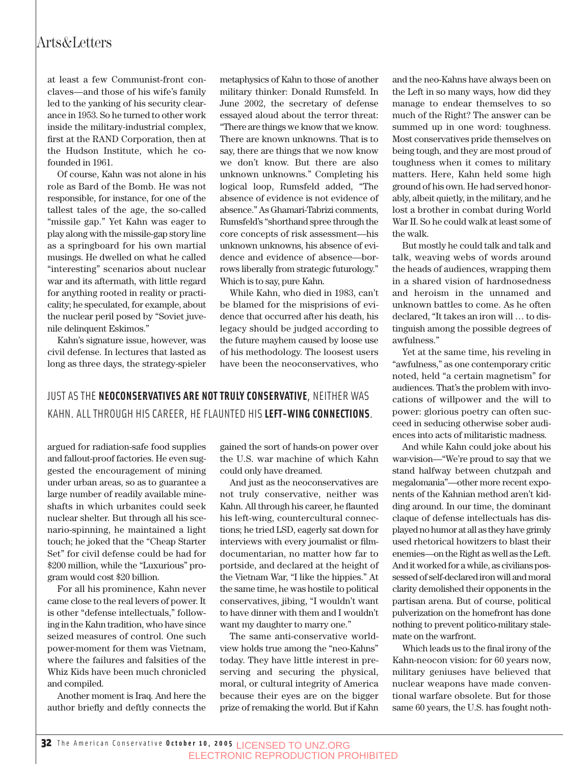at least a few Communist-front conclaves—and those of his wife's family led to the yanking of his security clearance in 1953. So he turned to other work inside the military-industrial complex, first at the RAND Corporation, then at the Hudson Institute, which he co-founded in 1961.

Of course, Kahn was not alone in his role as Bard of the Bomb. He was not responsible, for instance, for one of the tallest tales of the age, the so-called "missile gap." Yet Kahn was eager to play along with the missile-gap story line as a springboard for his own martial musings. He dwelled on what he called "interesting" scenarios about nuclear war and its aftermath, with little regard for anything rooted in reality or practicality; he speculated, for example, about the nuclear peril posed by "Soviet juvenile delinquent Eskimos."

Kahn's signature issue, however, was civil defense. In lectures that lasted as long as three days, the strategy-spieler argued for radiation-safe food supplies and fallout-proof factories. He even suggested the encouragement of mining under urban areas, so as to guarantee a large number of readily available mineshafts in which urbanites could seek nuclear shelter. But through all his scenario-spinning, he maintained a light touch; he joked that the "Cheap Starter Set" for civil defense could be had for $200 million, while the "Luxurious" program would cost $20 billion.

For all his prominence, Kahn never came close to the real levers of power. It is other "defense intellectuals," following in the Kahn tradition, who have since seized measures of control. One such power-moment for them was Vietnam, where the failures and falsities of the Whiz Kids have been much chronicled and compiled.

Another moment is Iraq. And here the author briefly and deftly connects the metaphysics of Kahn to those of another military thinker: Donald Rumsfeld. In June 2002, the secretary of defense essayed aloud about the terror threat: "There are things we know that we know. There are known unknowns. That is to say, there are things that we now know we don't know. But there are also unknown unknowns." Completing his logical loop, Rumsfeld added, "The absence of evidence is not evidence of absence." As Ghamari-Tabrizi comments, Rumsfeld's "shorthand spree through the core concepts of risk assessment—his unknown unknowns, his absence of evidence and evidence of absence—borrows liberally from strategic futurology." Which is to say, pure Kahn.

While Kahn, who died in 1983, can't be blamed for the misprisions of evidence that occurred after his death, his legacy should be judged according to the future mayhem caused by loose use of his methodology. The loosest users have been the neoconservatives, who gained the sort of hands-on power over the U.S. war machine of which Kahn could only have dreamed.

> JUST AS THE **NEOCONSERVATIVES ARE NOT TRULY CONSERVATIVE**, NEITHER WAS KAHN. ALL THROUGH HIS CAREER, HE FLAUNTED HIS **LEFT-WING CONNECTIONS**.

And just as the neoconservatives are not truly conservative, neither was Kahn. All through his career, he flaunted his left-wing, countercultural connections; he tried LSD, eagerly sat down for interviews with every journalist or film-documentarian, no matter how far to portside, and declared at the height of the Vietnam War, "I like the hippies." At the same time, he was hostile to political conservatives, jibing, "I wouldn't want to have dinner with them and I wouldn't want my daughter to marry one."

The same anti-conservative worldview holds true among the "neo-Kahns" today. They have little interest in preserving and securing the physical, moral, or cultural integrity of America because their eyes are on the bigger prize of remaking the world. But if Kahn and the neo-Kahns have always been on the Left in so many ways, how did they manage to endear themselves to so much of the Right? The answer can be summed up in one word: toughness. Most conservatives pride themselves on being tough, and they are most proud of toughness when it comes to military matters. Here, Kahn held some high ground of his own. He had served honorably, albeit quietly, in the military, and he lost a brother in combat during World War II. So he could walk at least some of the walk.

But mostly he could talk and talk and talk, weaving webs of words around the heads of audiences, wrapping them in a shared vision of hardnosedness and heroism in the unnamed and unknown battles to come. As he often declared, "It takes an iron will … to distinguish among the possible degrees of awfulness."

Yet at the same time, his reveling in "awfulness," as one contemporary critic noted, held "a certain magnetism" for audiences. That's the problem with invocations of willpower and the will to power: glorious poetry can often succeed in seducing otherwise sober audiences into acts of militaristic madness.

And while Kahn could joke about his war-vision—"We're proud to say that we stand halfway between chutzpah and megalomania"—other more recent exponents of the Kahnian method aren't kidding around. In our time, the dominant claque of defense intellectuals has displayed no humor at all as they have grimly used rhetorical howitzers to blast their enemies—on the Right as well as the Left. And it worked for a while, as civilians possessed of self-declared iron will and moral clarity demolished their opponents in the partisan arena. But of course, political pulverization on the homefront has done nothing to prevent politico-military stalemate on the warfront.

Which leads us to the final irony of the Kahn-neocon vision: for 60 years now, military geniuses have believed that nuclear weapons have made conventional warfare obsolete. But for those same 60 years, the U.S. has fought noth-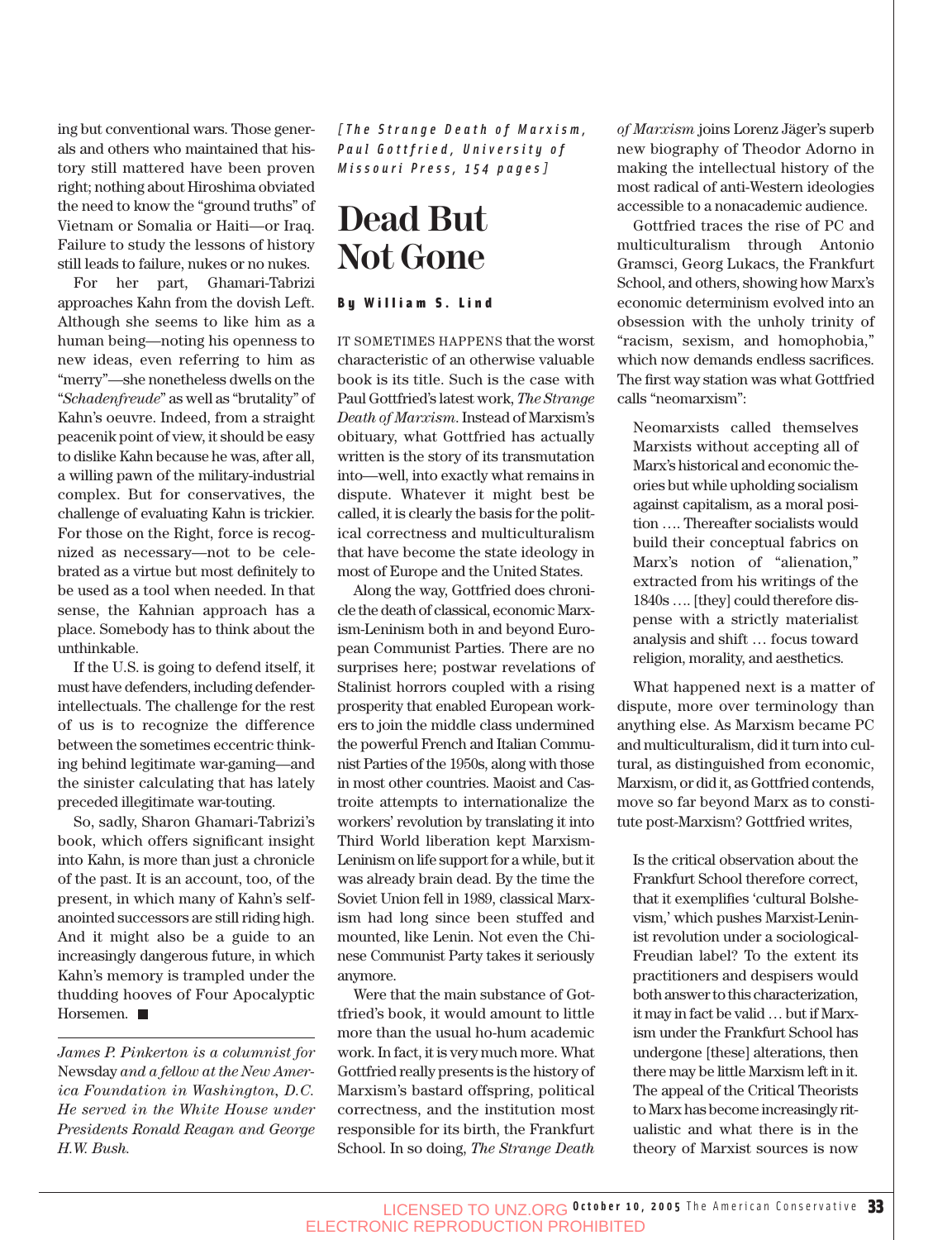ing but conventional wars. Those generals and others who maintained that history still mattered have been proven right; nothing about Hiroshima obviated the need to know the "ground truths" of Vietnam or Somalia or Haiti—or Iraq. Failure to study the lessons of history still leads to failure, nukes or no nukes.

For her part, Ghamari-Tabrizi approaches Kahn from the dovish Left. Although she seems to like him as a human being—noting his openness to new ideas, even referring to him as "merry"—she nonetheless dwells on the "*Schadenfreude*" as well as "brutality" of Kahn's oeuvre. Indeed, from a straight peacenik point of view, it should be easy to dislike Kahn because he was, after all, a willing pawn of the military-industrial complex. But for conservatives, the challenge of evaluating Kahn is trickier. For those on the Right, force is recognized as necessary—not to be celebrated as a virtue but most definitely to be used as a tool when needed. In that sense, the Kahnian approach has a place. Somebody has to think about the unthinkable.

If the U.S. is going to defend itself, it must have defenders, including defender-intellectuals. The challenge for the rest of us is to recognize the difference between the sometimes eccentric thinking behind legitimate war-gaming—and the sinister calculating that has lately preceded illegitimate war-touting.

So, sadly, Sharon Ghamari-Tabrizi's book, which offers significant insight into Kahn, is more than just a chronicle of the past. It is an account, too, of the present, in which many of Kahn's self-anointed successors are still riding high. And it might also be a guide to an increasingly dangerous future, in which Kahn's memory is trampled under the thudding hooves of Four Apocalyptic Horsemen. ■

---

*James P. Pinkerton is a columnist for* Newsday *and a fellow at the New America Foundation in Washington, D.C. He served in the White House under Presidents Ronald Reagan and George H.W. Bush.*

*[The Strange Death of Marxism, Paul Gottfried, University of Missouri Press, 154 pages]*

# Dead But Not Gone

**By William S. Lind**

IT SOMETIMES HAPPENS that the worst characteristic of an otherwise valuable book is its title. Such is the case with Paul Gottfried's latest work, *The Strange Death of Marxism*. Instead of Marxism's obituary, what Gottfried has actually written is the story of its transmutation into—well, into exactly what remains in dispute. Whatever it might best be called, it is clearly the basis for the political correctness and multiculturalism that have become the state ideology in most of Europe and the United States.

Along the way, Gottfried does chronicle the death of classical, economic Marxism-Leninism both in and beyond European Communist Parties. There are no surprises here; postwar revelations of Stalinist horrors coupled with a rising prosperity that enabled European workers to join the middle class undermined the powerful French and Italian Communist Parties of the 1950s, along with those in most other countries. Maoist and Castroite attempts to internationalize the workers' revolution by translating it into Third World liberation kept Marxism-Leninism on life support for a while, but it was already brain dead. By the time the Soviet Union fell in 1989, classical Marxism had long since been stuffed and mounted, like Lenin. Not even the Chinese Communist Party takes it seriously anymore.

Were that the main substance of Gottfried's book, it would amount to little more than the usual ho-hum academic work. In fact, it is very much more. What Gottfried really presents is the history of Marxism's bastard offspring, political correctness, and the institution most responsible for its birth, the Frankfurt School. In so doing, *The Strange Death of Marxism* joins Lorenz Jäger's superb new biography of Theodor Adorno in making the intellectual history of the most radical of anti-Western ideologies accessible to a nonacademic audience.

Gottfried traces the rise of PC and multiculturalism through Antonio Gramsci, Georg Lukacs, the Frankfurt School, and others, showing how Marx's economic determinism evolved into an obsession with the unholy trinity of "racism, sexism, and homophobia," which now demands endless sacrifices. The first way station was what Gottfried calls "neomarxism":

> Neomarxists called themselves Marxists without accepting all of Marx's historical and economic theories but while upholding socialism against capitalism, as a moral position …. Thereafter socialists would build their conceptual fabrics on Marx's notion of "alienation," extracted from his writings of the 1840s …. [they] could therefore dispense with a strictly materialist analysis and shift … focus toward religion, morality, and aesthetics.

What happened next is a matter of dispute, more over terminology than anything else. As Marxism became PC and multiculturalism, did it turn into cultural, as distinguished from economic, Marxism, or did it, as Gottfried contends, move so far beyond Marx as to constitute post-Marxism? Gottfried writes,

> Is the critical observation about the Frankfurt School therefore correct, that it exemplifies 'cultural Bolshevism,' which pushes Marxist-Leninist revolution under a sociological-Freudian label? To the extent its practitioners and despisers would both answer to this characterization, it may in fact be valid … but if Marxism under the Frankfurt School has undergone [these] alterations, then there may be little Marxism left in it. The appeal of the Critical Theorists to Marx has become increasingly ritualistic and what there is in the theory of Marxist sources is now